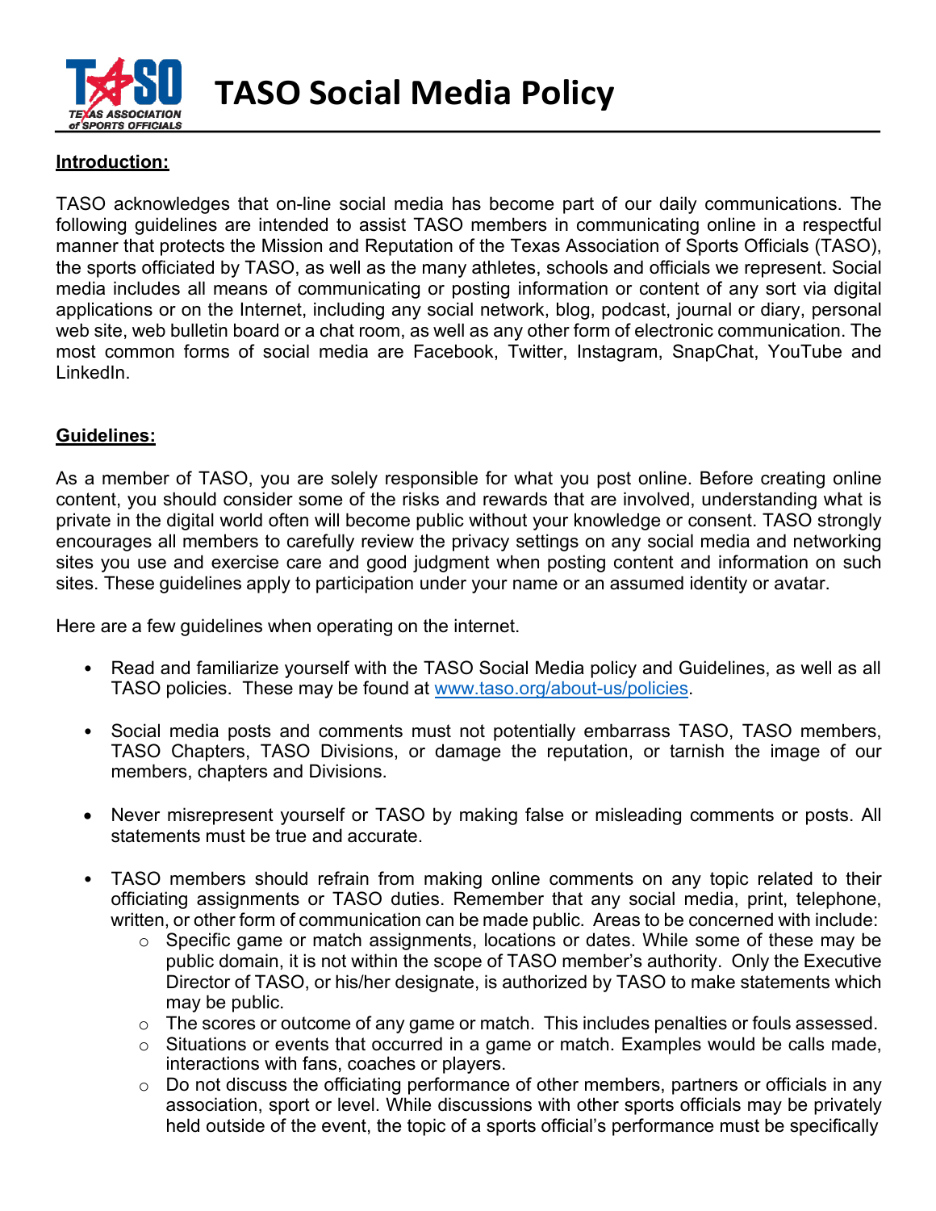# TASO Social Media Policy

**Introduction:**

TASO acknowledges that on-line social media has become part of our daily communications. The following guidelines are intended to assist TASO members in communicating online in a respectful manner that protects the Mission and Reputation of the Texas Association of Sports Officials (TASO), the sports officiated by TASO, as well as the many athletes, schools and officials we represent. Social media includes all means of communicating or posting information or content of any sort via digital applications or on the Internet, including any social network, blog, podcast, journal or diary, personal web site, web bulletin board or a chat room, as well as any other form of electronic communication. The most common forms of social media are Facebook, Twitter, Instagram, SnapChat, YouTube and LinkedIn.

**Guidelines:**

As a member of TASO, you are solely responsible for what you post online. Before creating online content, you should consider some of the risks and rewards that are involved, understanding what is private in the digital world often will become public without your knowledge or consent. TASO strongly encourages all members to carefully review the privacy settings on any social media and networking sites you use and exercise care and good judgment when posting content and information on such sites. These guidelines apply to participation under your name or an assumed identity or avatar.

Here are a few guidelines when operating on the internet.

- Read and familiarize yourself with the TASO Social Media policy and Guidelines, as well as all TASO policies. These may be found at www.taso.org/about-us/policies.
- Social media posts and comments must not potentially embarrass TASO, TASO members, TASO Chapters, TASO Divisions, or damage the reputation, or tarnish the image of our members, chapters and Divisions.
- Never misrepresent yourself or TASO by making false or misleading comments or posts. All statements must be true and accurate.
- TASO members should refrain from making online comments on any topic related to their officiating assignments or TASO duties. Remember that any social media, print, telephone, written, or other form of communication can be made public. Areas to be concerned with include:
    - Specific game or match assignments, locations or dates. While some of these may be public domain, it is not within the scope of TASO member's authority. Only the Executive Director of TASO, or his/her designate, is authorized by TASO to make statements which may be public.
    - The scores or outcome of any game or match. This includes penalties or fouls assessed.
    - Situations or events that occurred in a game or match. Examples would be calls made, interactions with fans, coaches or players.
    - Do not discuss the officiating performance of other members, partners or officials in any association, sport or level. While discussions with other sports officials may be privately held outside of the event, the topic of a sports official's performance must be specifically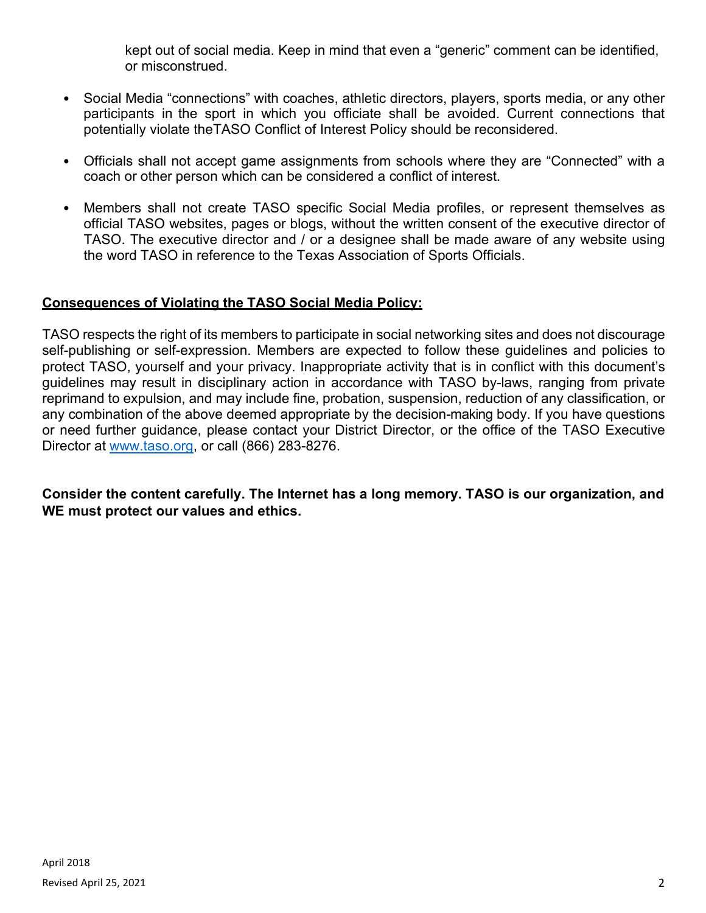kept out of social media. Keep in mind that even a "generic" comment can be identified, or misconstrued.

- Social Media "connections" with coaches, athletic directors, players, sports media, or any other participants in the sport in which you officiate shall be avoided. Current connections that potentially violate theTASO Conflict of Interest Policy should be reconsidered.

- Officials shall not accept game assignments from schools where they are "Connected" with a coach or other person which can be considered a conflict of interest.

- Members shall not create TASO specific Social Media profiles, or represent themselves as official TASO websites, pages or blogs, without the written consent of the executive director of TASO. The executive director and / or a designee shall be made aware of any website using the word TASO in reference to the Texas Association of Sports Officials.

**<u>Consequences of Violating the TASO Social Media Policy:</u>**

TASO respects the right of its members to participate in social networking sites and does not discourage self-publishing or self-expression. Members are expected to follow these guidelines and policies to protect TASO, yourself and your privacy. Inappropriate activity that is in conflict with this document's guidelines may result in disciplinary action in accordance with TASO by-laws, ranging from private reprimand to expulsion, and may include fine, probation, suspension, reduction of any classification, or any combination of the above deemed appropriate by the decision-making body. If you have questions or need further guidance, please contact your District Director, or the office of the TASO Executive Director at [www.taso.org](http://www.taso.org), or call (866) 283-8276.

**Consider the content carefully. The Internet has a long memory. TASO is our organization, and WE must protect our values and ethics.**

April 2018

Revised April 25, 2021